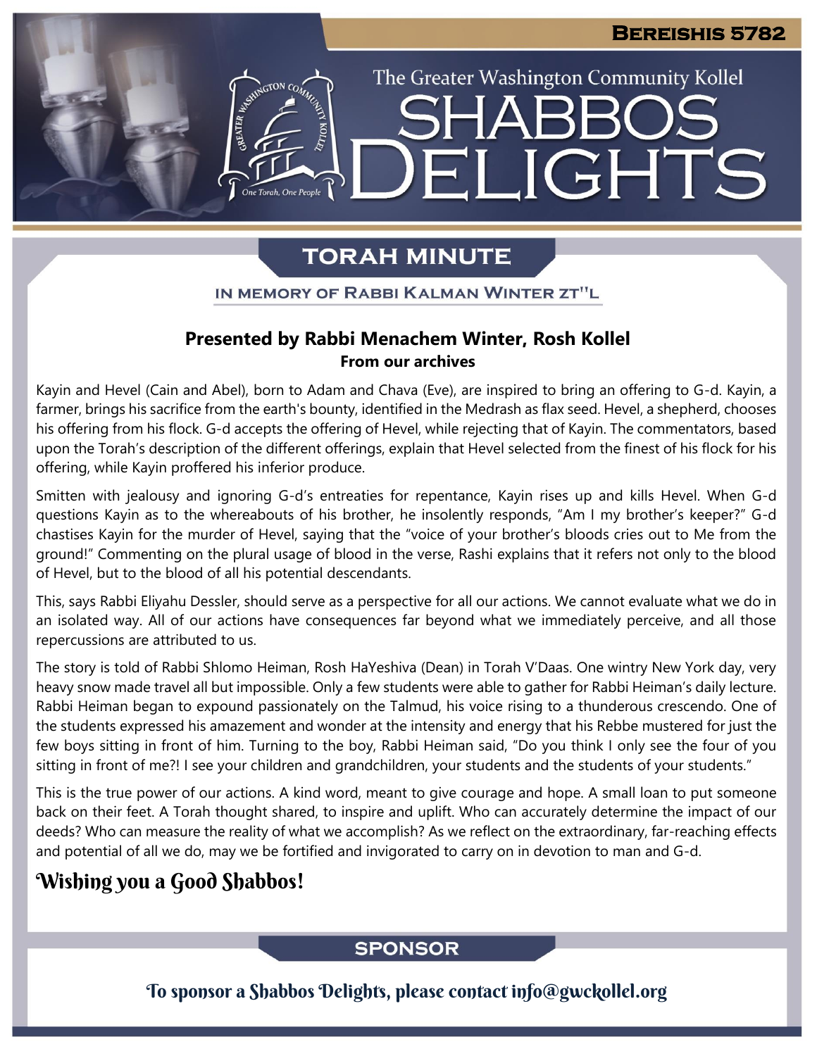# Bereishis 5782

The Greater Washington Community Kollel

# Shabbos Delights

## Torah Minute

IN MEMORY OF RABBI KALMAN WINTER ZT"L

**Presented by Rabbi Menachem Winter, Rosh Kollel**
**From our archives**

Kayin and Hevel (Cain and Abel), born to Adam and Chava (Eve), are inspired to bring an offering to G-d. Kayin, a farmer, brings his sacrifice from the earth's bounty, identified in the Medrash as flax seed. Hevel, a shepherd, chooses his offering from his flock. G-d accepts the offering of Hevel, while rejecting that of Kayin. The commentators, based upon the Torah's description of the different offerings, explain that Hevel selected from the finest of his flock for his offering, while Kayin proffered his inferior produce.

Smitten with jealousy and ignoring G-d's entreaties for repentance, Kayin rises up and kills Hevel. When G-d questions Kayin as to the whereabouts of his brother, he insolently responds, "Am I my brother's keeper?" G-d chastises Kayin for the murder of Hevel, saying that the "voice of your brother's bloods cries out to Me from the ground!" Commenting on the plural usage of blood in the verse, Rashi explains that it refers not only to the blood of Hevel, but to the blood of all his potential descendants.

This, says Rabbi Eliyahu Dessler, should serve as a perspective for all our actions. We cannot evaluate what we do in an isolated way. All of our actions have consequences far beyond what we immediately perceive, and all those repercussions are attributed to us.

The story is told of Rabbi Shlomo Heiman, Rosh HaYeshiva (Dean) in Torah V'Daas. One wintry New York day, very heavy snow made travel all but impossible. Only a few students were able to gather for Rabbi Heiman's daily lecture. Rabbi Heiman began to expound passionately on the Talmud, his voice rising to a thunderous crescendo. One of the students expressed his amazement and wonder at the intensity and energy that his Rebbe mustered for just the few boys sitting in front of him. Turning to the boy, Rabbi Heiman said, "Do you think I only see the four of you sitting in front of me?! I see your children and grandchildren, your students and the students of your students."

This is the true power of our actions. A kind word, meant to give courage and hope. A small loan to put someone back on their feet. A Torah thought shared, to inspire and uplift. Who can accurately determine the impact of our deeds? Who can measure the reality of what we accomplish? As we reflect on the extraordinary, far-reaching effects and potential of all we do, may we be fortified and invigorated to carry on in devotion to man and G-d.

**Wishing you a Good Shabbos!**

## Sponsor

To sponsor a Shabbos Delights, please contact info@gwckollel.org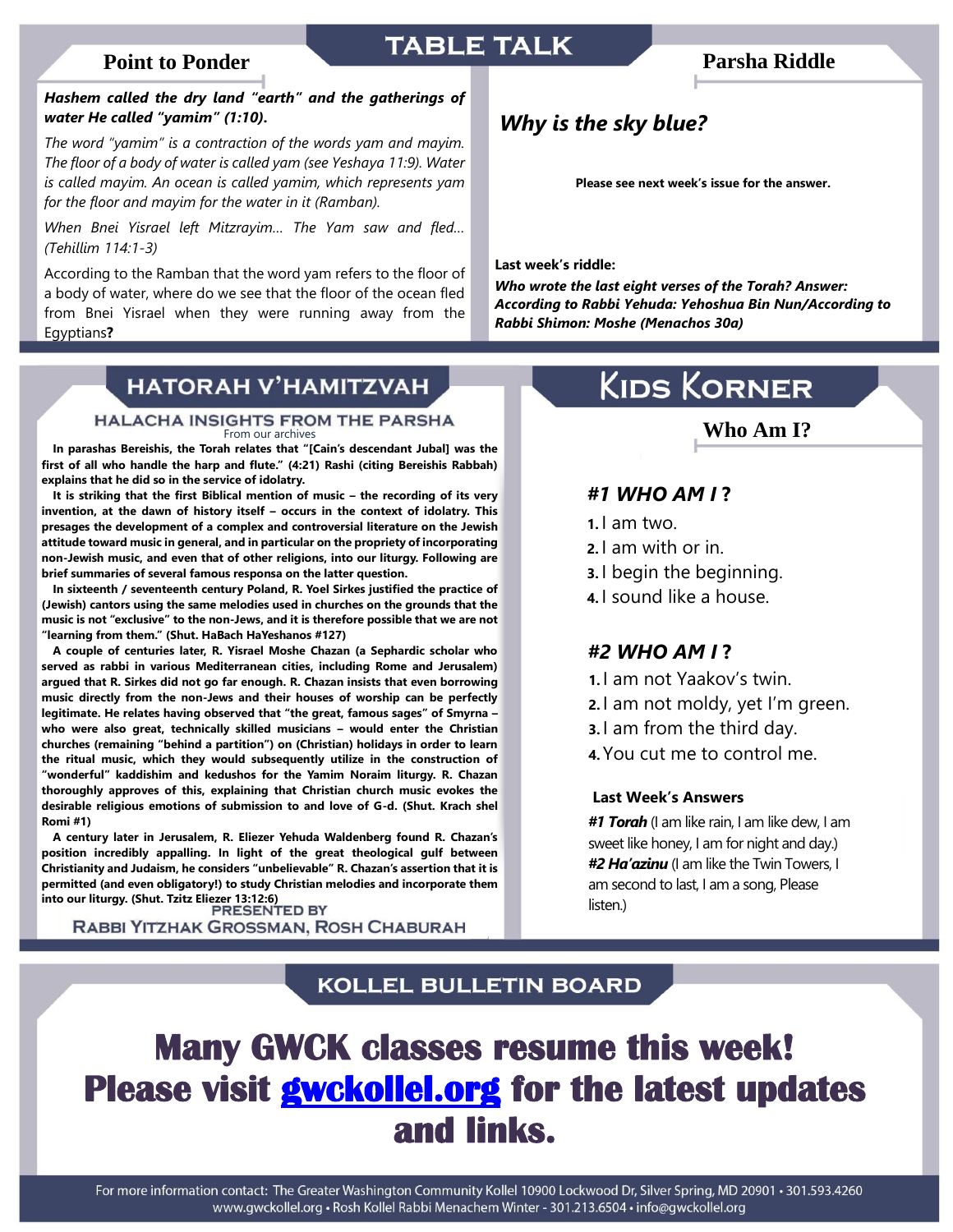# TABLE TALK

## Point to Ponder

***Hashem called the dry land "earth" and the gatherings of water He called "yamim" (1:10).***

*The word "yamim" is a contraction of the words yam and mayim. The floor of a body of water is called yam (see Yeshaya 11:9). Water is called mayim. An ocean is called yamim, which represents yam for the floor and mayim for the water in it (Ramban).*

*When Bnei Yisrael left Mitzrayim... The Yam saw and fled... (Tehillim 114:1-3)*

According to the Ramban that the word yam refers to the floor of a body of water, where do we see that the floor of the ocean fled from Bnei Yisrael when they were running away from the Egyptians**?**

## Parsha Riddle

***Why is the sky blue?***

**Please see next week's issue for the answer.**

**Last week's riddle:**

***Who wrote the last eight verses of the Torah? Answer: According to Rabbi Yehuda: Yehoshua Bin Nun/According to Rabbi Shimon: Moshe (Menachos 30a)***

# HATORAH V'HAMITZVAH

## HALACHA INSIGHTS FROM THE PARSHA

From our archives

**In parashas Bereishis, the Torah relates that "[Cain's descendant Jubal] was the first of all who handle the harp and flute." (4:21) Rashi (citing Bereishis Rabbah) explains that he did so in the service of idolatry.**

**It is striking that the first Biblical mention of music – the recording of its very invention, at the dawn of history itself – occurs in the context of idolatry. This presages the development of a complex and controversial literature on the Jewish attitude toward music in general, and in particular on the propriety of incorporating non-Jewish music, and even that of other religions, into our liturgy. Following are brief summaries of several famous responsa on the latter question.**

**In sixteenth / seventeenth century Poland, R. Yoel Sirkes justified the practice of (Jewish) cantors using the same melodies used in churches on the grounds that the music is not "exclusive" to the non-Jews, and it is therefore possible that we are not "learning from them." (Shut. HaBach HaYeshanos #127)**

**A couple of centuries later, R. Yisrael Moshe Chazan (a Sephardic scholar who served as rabbi in various Mediterranean cities, including Rome and Jerusalem) argued that R. Sirkes did not go far enough. R. Chazan insists that even borrowing music directly from the non-Jews and their houses of worship can be perfectly legitimate. He relates having observed that "the great, famous sages" of Smyrna – who were also great, technically skilled musicians – would enter the Christian churches (remaining "behind a partition") on (Christian) holidays in order to learn the ritual music, which they would subsequently utilize in the construction of "wonderful" kaddishim and kedushos for the Yamim Noraim liturgy. R. Chazan thoroughly approves of this, explaining that Christian church music evokes the desirable religious emotions of submission to and love of G-d. (Shut. Krach shel Romi #1)**

**A century later in Jerusalem, R. Eliezer Yehuda Waldenberg found R. Chazan's position incredibly appalling. In light of the great theological gulf between Christianity and Judaism, he considers "unbelievable" R. Chazan's assertion that it is permitted (and even obligatory!) to study Christian melodies and incorporate them into our liturgy. (Shut. Tzitz Eliezer 13:12:6)**

PRESENTED BY
RABBI YITZHAK GROSSMAN, ROSH CHABURAH

# KIDS KORNER

## Who Am I?

### #1 WHO AM I?

1. I am two.
2. I am with or in.
3. I begin the beginning.
4. I sound like a house.

### #2 WHO AM I?

1. I am not Yaakov's twin.
2. I am not moldy, yet I'm green.
3. I am from the third day.
4. You cut me to control me.

**Last Week's Answers**

***#1 Torah*** (I am like rain, I am like dew, I am sweet like honey, I am for night and day.)
***#2 Ha'azinu*** (I am like the Twin Towers, I am second to last, I am a song, Please listen.)

# KOLLEL BULLETIN BOARD

**Many GWCK classes resume this week! Please visit gwckollel.org for the latest updates and links.**

For more information contact: The Greater Washington Community Kollel 10900 Lockwood Dr, Silver Spring, MD 20901 • 301.593.4260
www.gwckollel.org • Rosh Kollel Rabbi Menachem Winter - 301.213.6504 • info@gwckollel.org